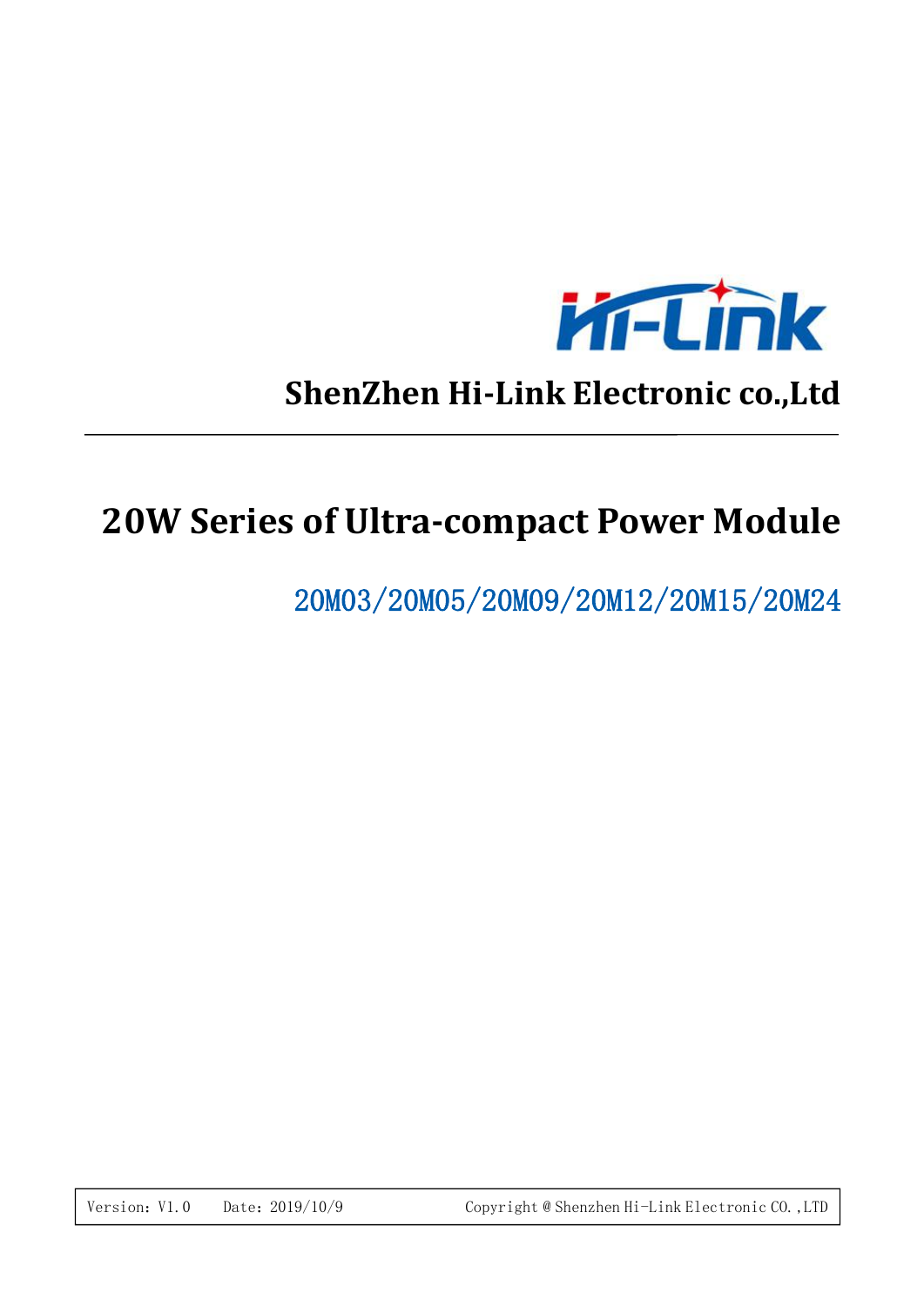Hi-Link

## ShenZhen Hi-Link Electronic co.,Ltd

# 20W Series of Ultra-compact Power Module

20M03/20M05/20M09/20M12/20M15/20M24

Version: V1.0 Date: 2019/10/9 Copyright @ Shenzhen Hi-Link Electronic CO.,LTD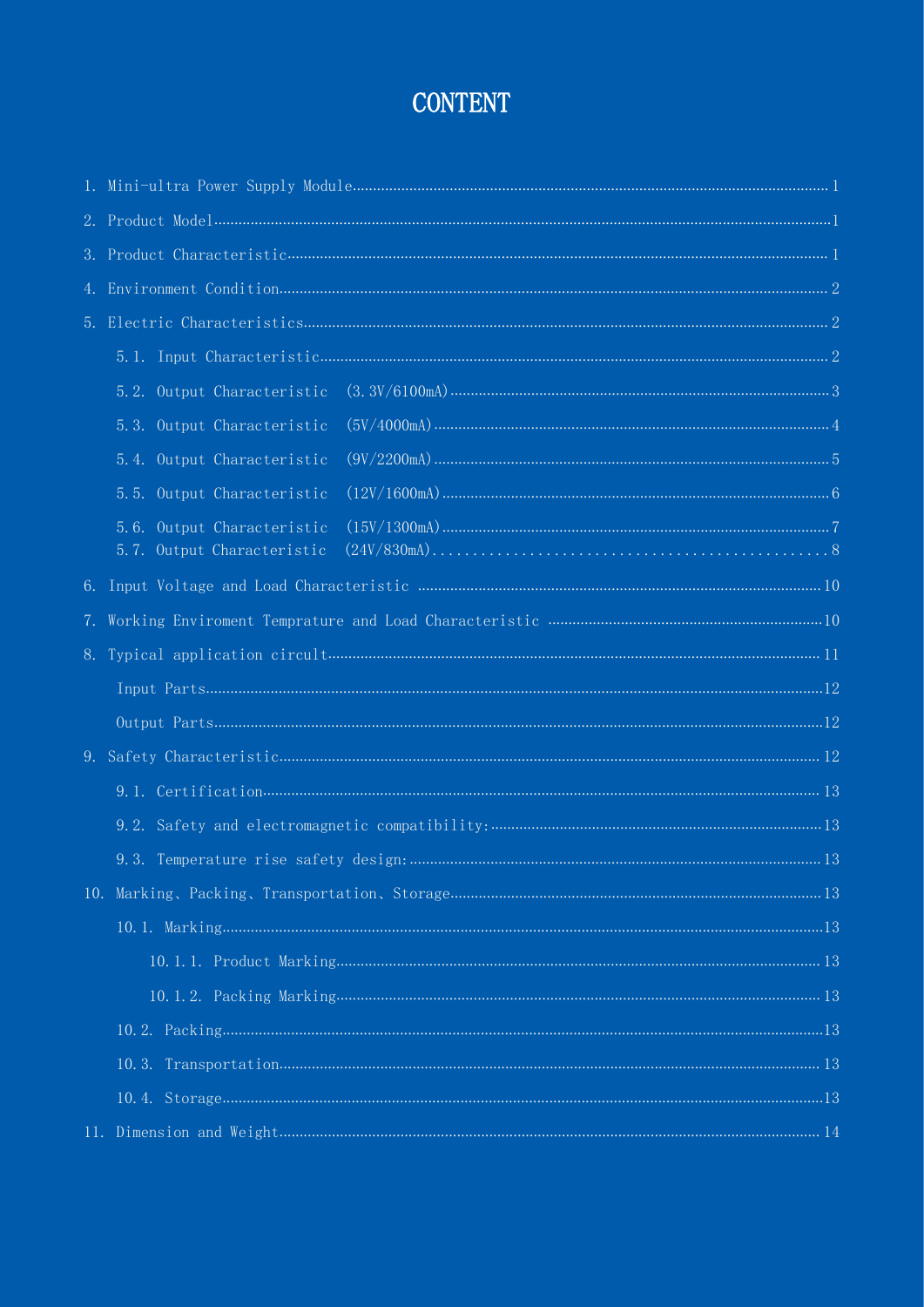# CONTENT

1. Mini-ultra Power Supply Module......1
2. Product Model......1
3. Product Characteristic......1
4. Environment Condition......2
5. Electric Characteristics......2
    - 5.1. Input Characteristic......2
    - 5.2. Output Characteristic (3.3V/6100mA)......3
    - 5.3. Output Characteristic (5V/4000mA)......4
    - 5.4. Output Characteristic (9V/2200mA)......5
    - 5.5. Output Characteristic (12V/1600mA)......6
    - 5.6. Output Characteristic (15V/1300mA)......7
    - 5.7. Output Characteristic (24V/830mA)......8
6. Input Voltage and Load Characteristic......10
7. Working Enviroment Temprature and Load Characteristic......10
8. Typical application circuit......11
    - Input Parts......12
    - Output Parts......12
9. Safety Characteristic......12
    - 9.1. Certification......13
    - 9.2. Safety and electromagnetic compatibility:......13
    - 9.3. Temperature rise safety design:......13
10. Marking、Packing、Transportation、Storage......13
    - 10.1. Marking......13
        - 10.1.1. Product Marking......13
        - 10.1.2. Packing Marking......13
    - 10.2. Packing......13
    - 10.3. Transportation......13
    - 10.4. Storage......13
11. Dimension and Weight......14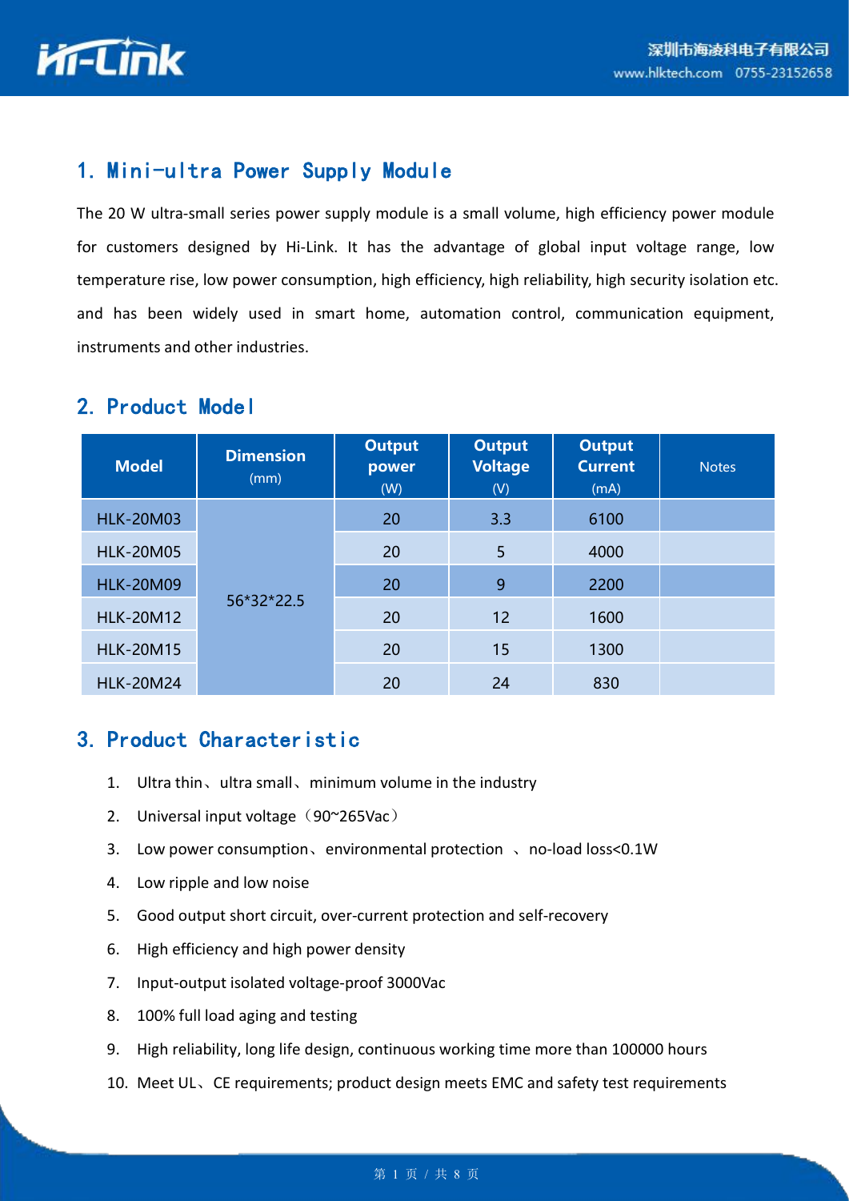## 1. Mini-ultra Power Supply Module

The 20 W ultra-small series power supply module is a small volume, high efficiency power module for customers designed by Hi-Link. It has the advantage of global input voltage range, low temperature rise, low power consumption, high efficiency, high reliability, high security isolation etc. and has been widely used in smart home, automation control, communication equipment, instruments and other industries.

## 2. Product Model

| Model | Dimension (mm) | Output power (W) | Output Voltage (V) | Output Current (mA) | Notes |
|---|---|---|---|---|---|
| HLK-20M03 | 56*32*22.5 | 20 | 3.3 | 6100 | |
| HLK-20M05 | | 20 | 5 | 4000 | |
| HLK-20M09 | | 20 | 9 | 2200 | |
| HLK-20M12 | | 20 | 12 | 1600 | |
| HLK-20M15 | | 20 | 15 | 1300 | |
| HLK-20M24 | | 20 | 24 | 830 | |

## 3. Product Characteristic

1. Ultra thin、ultra small、minimum volume in the industry
2. Universal input voltage（90~265Vac）
3. Low power consumption、environmental protection 、no-load loss<0.1W
4. Low ripple and low noise
5. Good output short circuit, over-current protection and self-recovery
6. High efficiency and high power density
7. Input-output isolated voltage-proof 3000Vac
8. 100% full load aging and testing
9. High reliability, long life design, continuous working time more than 100000 hours
10. Meet UL、CE requirements; product design meets EMC and safety test requirements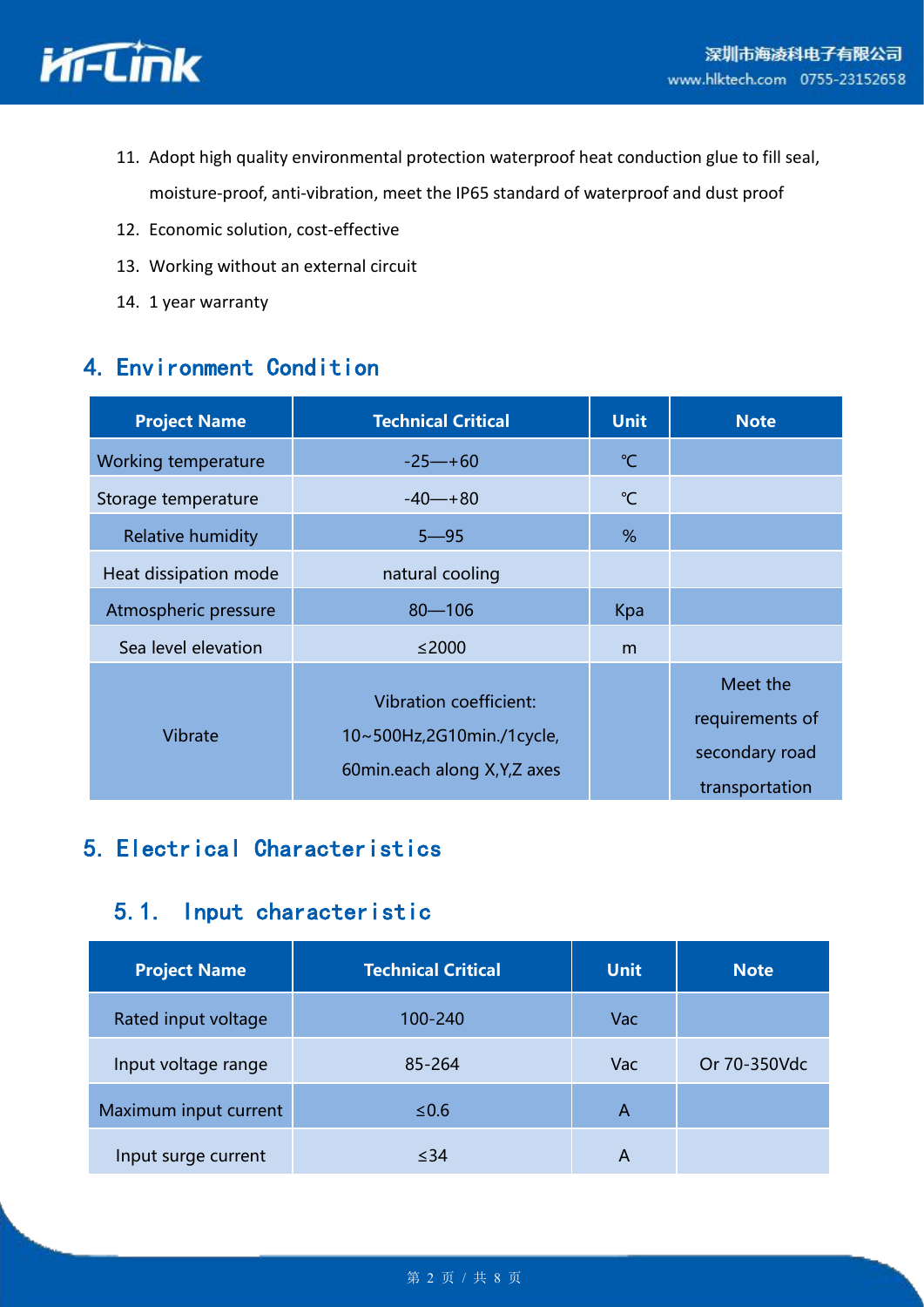11. Adopt high quality environmental protection waterproof heat conduction glue to fill seal, moisture-proof, anti-vibration, meet the IP65 standard of waterproof and dust proof
12. Economic solution, cost-effective
13. Working without an external circuit
14. 1 year warranty

## 4. Environment Condition

| Project Name | Technical Critical | Unit | Note |
|---|---|---|---|
| Working temperature | -25—+60 | ℃ | |
| Storage temperature | -40—+80 | ℃ | |
| Relative humidity | 5—95 | % | |
| Heat dissipation mode | natural cooling | | |
| Atmospheric pressure | 80—106 | Kpa | |
| Sea level elevation | ≤2000 | m | |
| Vibrate | Vibration coefficient: 10~500Hz,2G10min./1cycle, 60min.each along X,Y,Z axes | | Meet the requirements of secondary road transportation |

## 5. Electrical Characteristics

### 5.1. Input characteristic

| Project Name | Technical Critical | Unit | Note |
|---|---|---|---|
| Rated input voltage | 100-240 | Vac | |
| Input voltage range | 85-264 | Vac | Or 70-350Vdc |
| Maximum input current | ≤0.6 | A | |
| Input surge current | ≤34 | A | |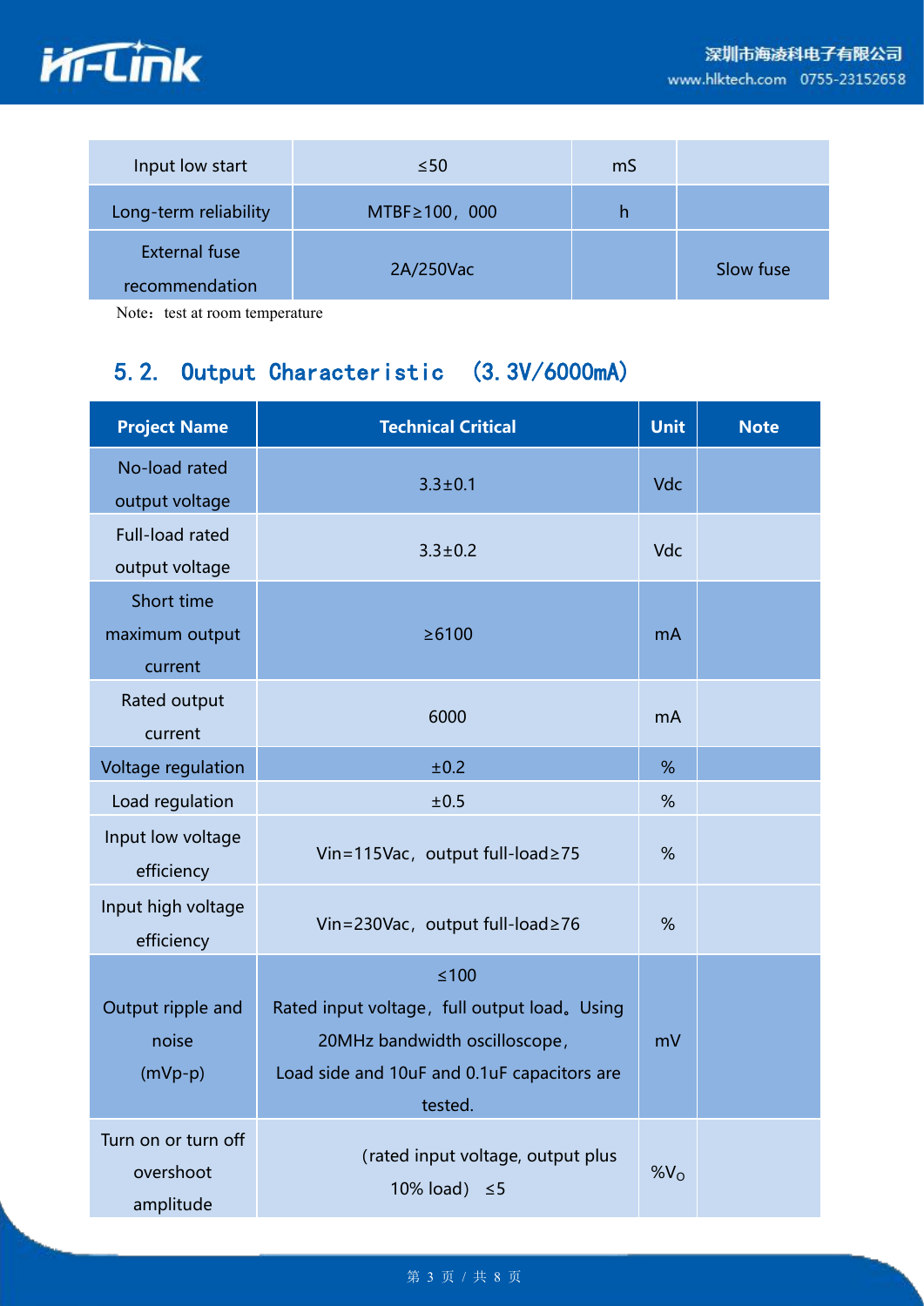| Input low start | ≤50 | mS | |
|---|---|---|---|
| Long-term reliability | MTBF≥100，000 | h | |
| External fuse recommendation | 2A/250Vac | | Slow fuse |

Note：test at room temperature

## 5.2. Output Characteristic (3.3V/6000mA)

| Project Name | Technical Critical | Unit | Note |
|---|---|---|---|
| No-load rated output voltage | 3.3±0.1 | Vdc | |
| Full-load rated output voltage | 3.3±0.2 | Vdc | |
| Short time maximum output current | ≥6100 | mA | |
| Rated output current | 6000 | mA | |
| Voltage regulation | ±0.2 | % | |
| Load regulation | ±0.5 | % | |
| Input low voltage efficiency | Vin=115Vac，output full-load≥75 | % | |
| Input high voltage efficiency | Vin=230Vac，output full-load≥76 | % | |
| Output ripple and noise (mVp-p) | ≤100<br>Rated input voltage，full output load。Using 20MHz bandwidth oscilloscope，Load side and 10uF and 0.1uF capacitors are tested. | mV | |
| Turn on or turn off overshoot amplitude | (rated input voltage, output plus 10% load) ≤5 | $\%V_O$ | |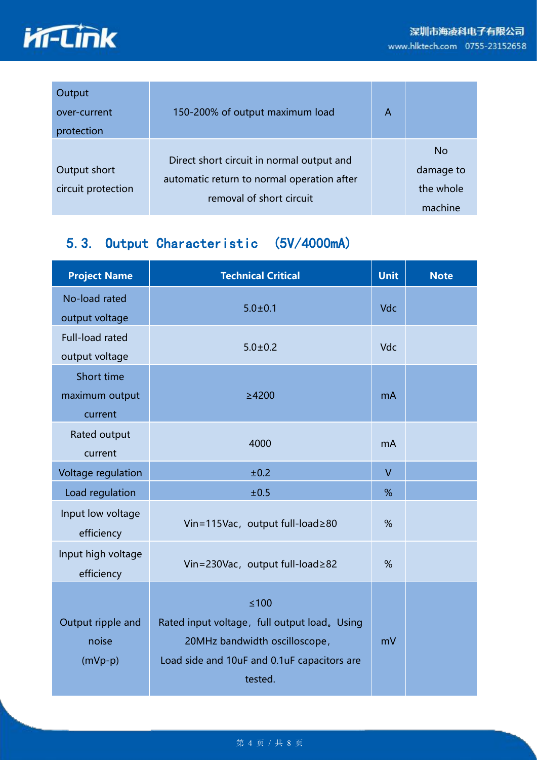| Output over-current protection | 150-200% of output maximum load | A | |
|---|---|---|---|
| Output short circuit protection | Direct short circuit in normal output and automatic return to normal operation after removal of short circuit | | No damage to the whole machine |

## 5.3. Output Characteristic (5V/4000mA)

| Project Name | Technical Critical | Unit | Note |
|---|---|---|---|
| No-load rated output voltage | 5.0±0.1 | Vdc | |
| Full-load rated output voltage | 5.0±0.2 | Vdc | |
| Short time maximum output current | ≥4200 | mA | |
| Rated output current | 4000 | mA | |
| Voltage regulation | ±0.2 | V | |
| Load regulation | ±0.5 | % | |
| Input low voltage efficiency | Vin=115Vac，output full-load≥80 | % | |
| Input high voltage efficiency | Vin=230Vac，output full-load≥82 | % | |
| Output ripple and noise (mVp-p) | ≤100<br>Rated input voltage，full output load。Using 20MHz bandwidth oscilloscope，Load side and 10uF and 0.1uF capacitors are tested. | mV | |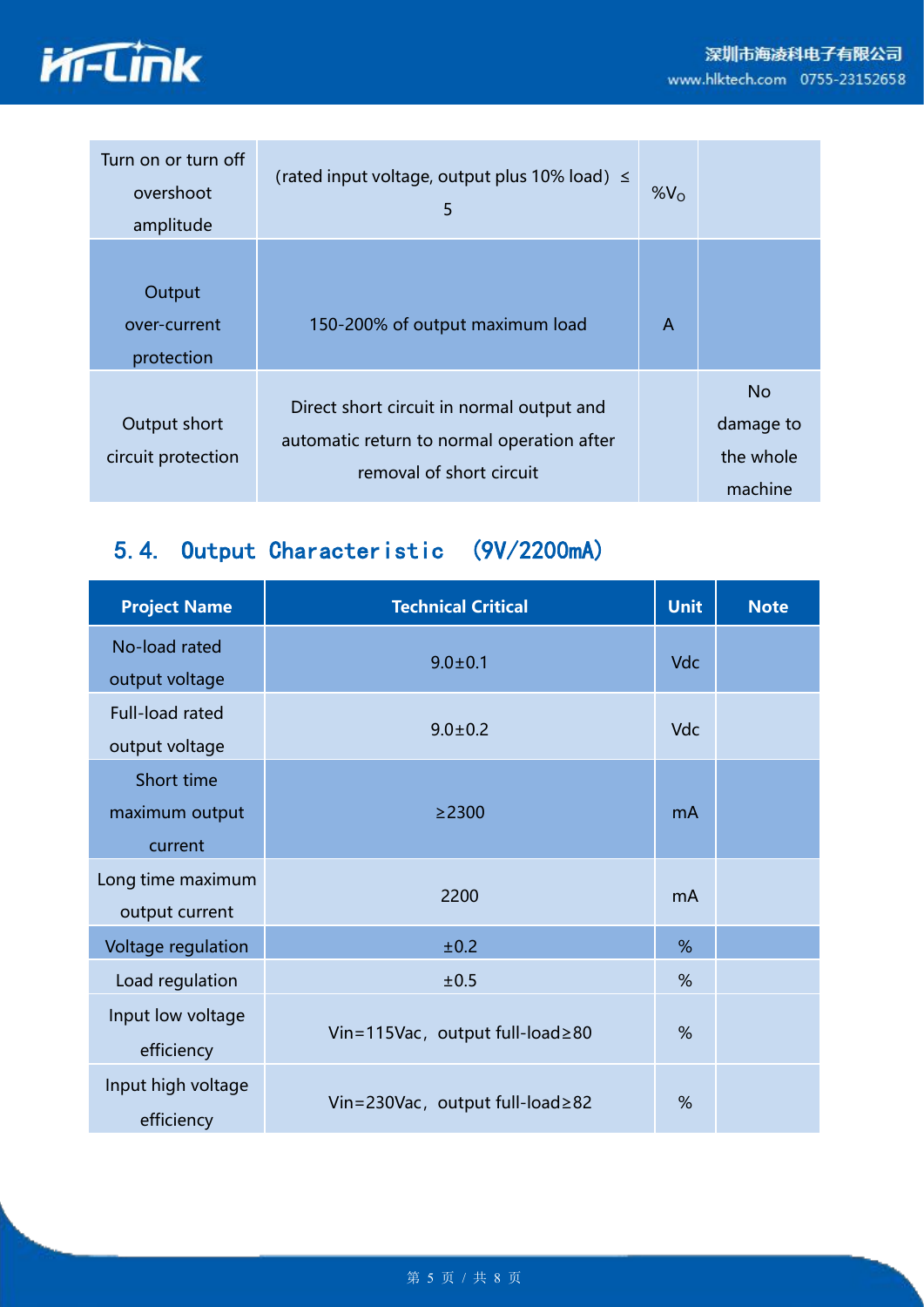| | | | |
|---|---|---|---|
| Turn on or turn off overshoot amplitude | (rated input voltage, output plus 10% load) ≤ 5 | $\%V_O$ | |
| Output over-current protection | 150-200% of output maximum load | A | |
| Output short circuit protection | Direct short circuit in normal output and automatic return to normal operation after removal of short circuit | | No damage to the whole machine |

## 5.4. Output Characteristic (9V/2200mA)

| Project Name | Technical Critical | Unit | Note |
|---|---|---|---|
| No-load rated output voltage | 9.0±0.1 | Vdc | |
| Full-load rated output voltage | 9.0±0.2 | Vdc | |
| Short time maximum output current | ≥2300 | mA | |
| Long time maximum output current | 2200 | mA | |
| Voltage regulation | ±0.2 | % | |
| Load regulation | ±0.5 | % | |
| Input low voltage efficiency | Vin=115Vac，output full-load≥80 | % | |
| Input high voltage efficiency | Vin=230Vac，output full-load≥82 | % | |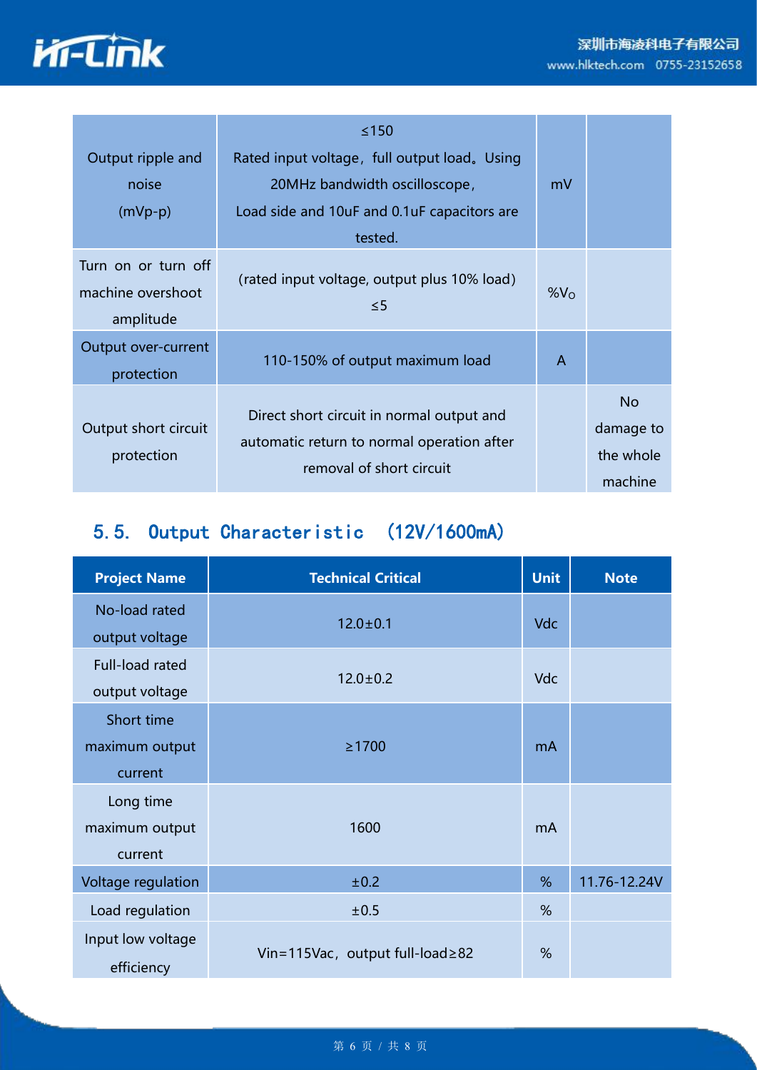| Output ripple and noise (mVp-p) | ≤150 Rated input voltage，full output load。Using 20MHz bandwidth oscilloscope，Load side and 10uF and 0.1uF capacitors are tested. | mV | |
|---|---|---|---|
| Turn on or turn off machine overshoot amplitude | (rated input voltage, output plus 10% load) ≤5 | $\%V_O$ | |
| Output over-current protection | 110-150% of output maximum load | A | |
| Output short circuit protection | Direct short circuit in normal output and automatic return to normal operation after removal of short circuit | | No damage to the whole machine |

## 5.5. Output Characteristic (12V/1600mA)

| Project Name | Technical Critical | Unit | Note |
|---|---|---|---|
| No-load rated output voltage | 12.0±0.1 | Vdc | |
| Full-load rated output voltage | 12.0±0.2 | Vdc | |
| Short time maximum output current | ≥1700 | mA | |
| Long time maximum output current | 1600 | mA | |
| Voltage regulation | ±0.2 | % | 11.76-12.24V |
| Load regulation | ±0.5 | % | |
| Input low voltage efficiency | Vin=115Vac，output full-load≥82 | % | |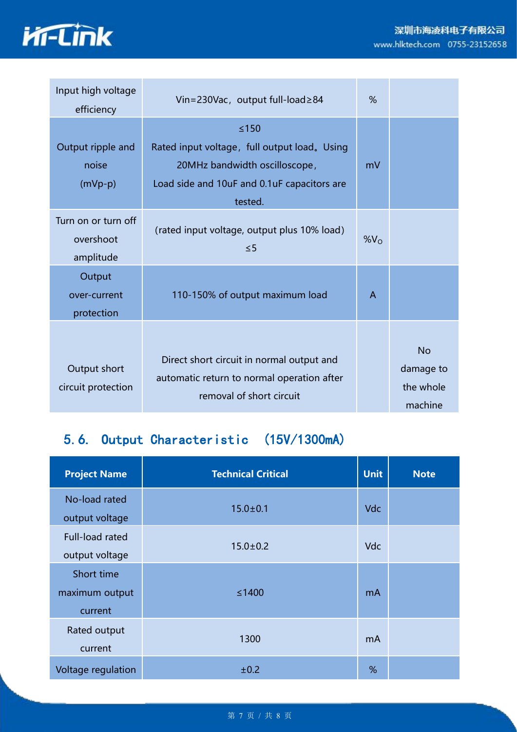| Input high voltage efficiency | Vin=230Vac，output full-load≥84 | % | |
|---|---|---|---|
| Output ripple and noise (mVp-p) | ≤150<br>Rated input voltage，full output load。Using 20MHz bandwidth oscilloscope，Load side and 10uF and 0.1uF capacitors are tested. | mV | |
| Turn on or turn off overshoot amplitude | (rated input voltage, output plus 10% load) ≤5 | $\%V_O$ | |
| Output over-current protection | 110-150% of output maximum load | A | |
| Output short circuit protection | Direct short circuit in normal output and automatic return to normal operation after removal of short circuit | | No damage to the whole machine |

## 5.6. Output Characteristic (15V/1300mA)

| Project Name | Technical Critical | Unit | Note |
|---|---|---|---|
| No-load rated output voltage | 15.0±0.1 | Vdc | |
| Full-load rated output voltage | 15.0±0.2 | Vdc | |
| Short time maximum output current | ≤1400 | mA | |
| Rated output current | 1300 | mA | |
| Voltage regulation | ±0.2 | % | |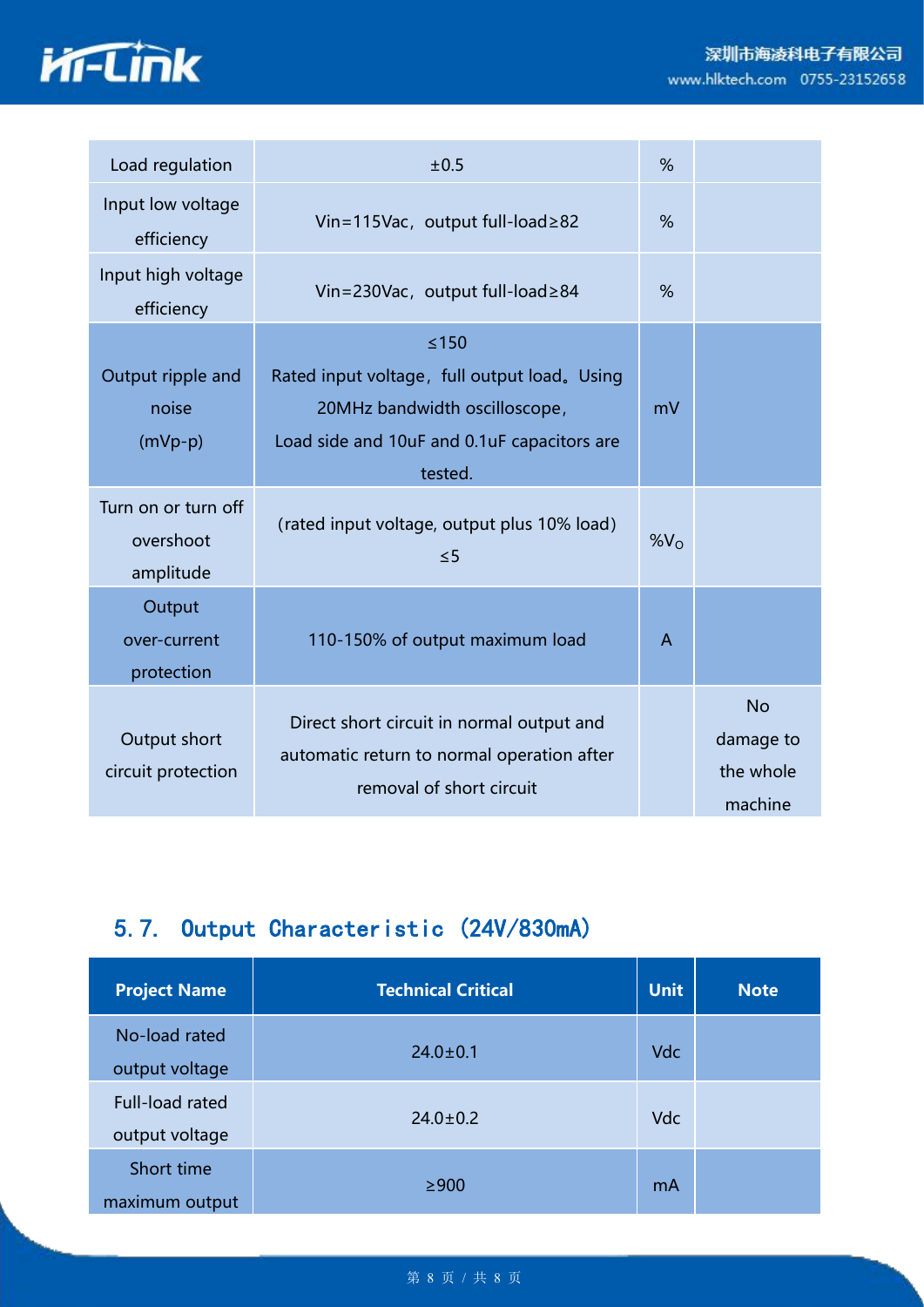| Load regulation | ±0.5 | % | |
|---|---|---|---|
| Input low voltage efficiency | Vin=115Vac，output full-load≥82 | % | |
| Input high voltage efficiency | Vin=230Vac，output full-load≥84 | % | |
| Output ripple and noise (mVp-p) | ≤150<br>Rated input voltage，full output load。Using 20MHz bandwidth oscilloscope，<br>Load side and 10uF and 0.1uF capacitors are tested. | mV | |
| Turn on or turn off overshoot amplitude | (rated input voltage, output plus 10% load) ≤5 | $\%V_O$ | |
| Output over-current protection | 110-150% of output maximum load | A | |
| Output short circuit protection | Direct short circuit in normal output and automatic return to normal operation after removal of short circuit | | No damage to the whole machine |

## 5.7. Output Characteristic (24V/830mA)

| Project Name | Technical Critical | Unit | Note |
|---|---|---|---|
| No-load rated output voltage | 24.0±0.1 | Vdc | |
| Full-load rated output voltage | 24.0±0.2 | Vdc | |
| Short time maximum output | ≥900 | mA | |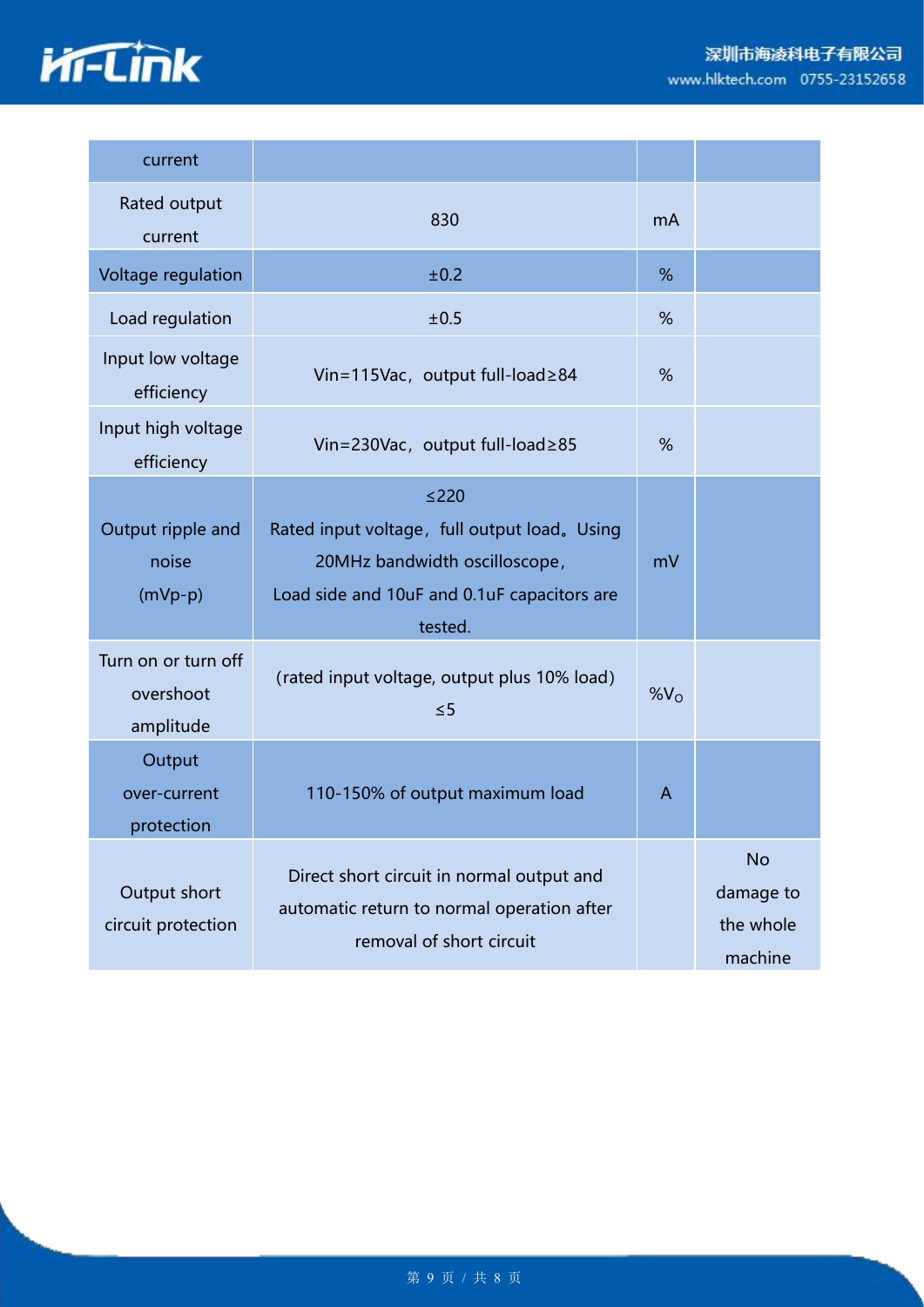| current | | | |
|---|---|---|---|
| Rated output current | 830 | mA | |
| Voltage regulation | ±0.2 | % | |
| Load regulation | ±0.5 | % | |
| Input low voltage efficiency | Vin=115Vac，output full-load≥84 | % | |
| Input high voltage efficiency | Vin=230Vac，output full-load≥85 | % | |
| Output ripple and noise (mVp-p) | ≤220<br>Rated input voltage，full output load。Using 20MHz bandwidth oscilloscope，<br>Load side and 10uF and 0.1uF capacitors are tested. | mV | |
| Turn on or turn off overshoot amplitude | (rated input voltage, output plus 10% load)<br>≤5 | $\%V_O$ | |
| Output over-current protection | 110-150% of output maximum load | A | |
| Output short circuit protection | Direct short circuit in normal output and automatic return to normal operation after removal of short circuit | | No damage to the whole machine |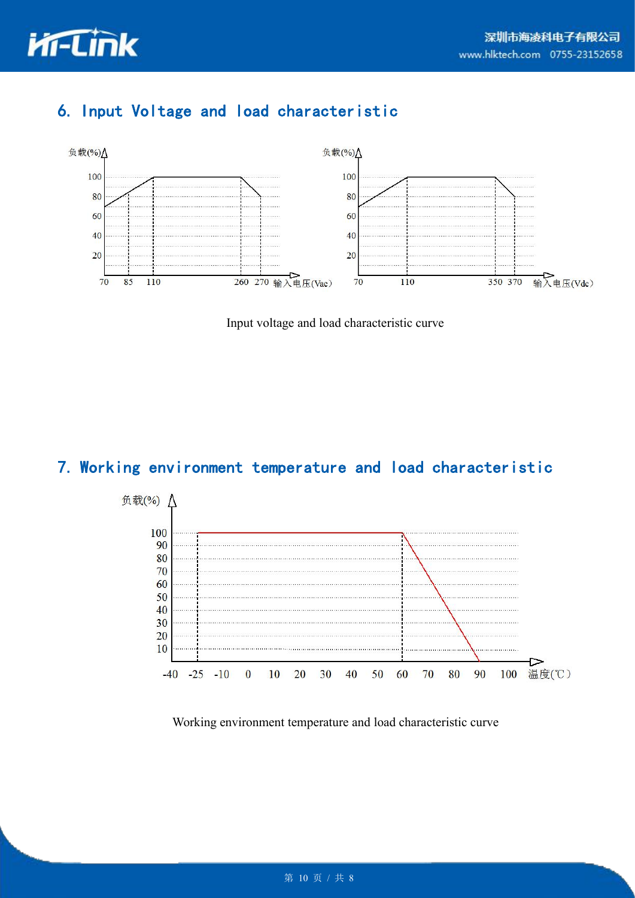## 6. Input Voltage and load characteristic

Input voltage and load characteristic curve

## 7. Working environment temperature and load characteristic

Working environment temperature and load characteristic curve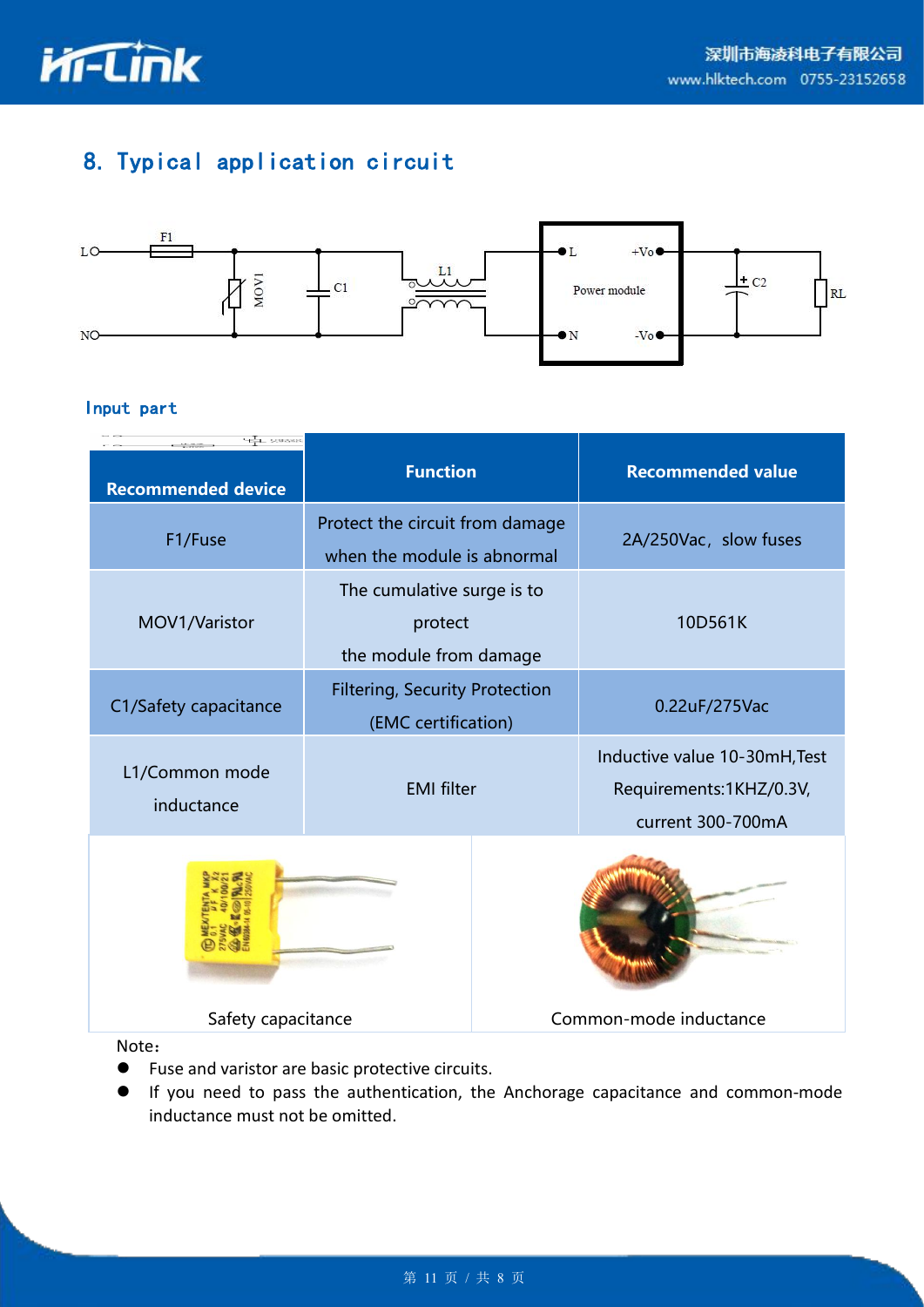## 8. Typical application circuit

### Input part

| Recommended device | Function | Recommended value |
|---|---|---|
| F1/Fuse | Protect the circuit from damage when the module is abnormal | 2A/250Vac，slow fuses |
| MOV1/Varistor | The cumulative surge is to protect the module from damage | 10D561K |
| C1/Safety capacitance | Filtering, Security Protection (EMC certification) | 0.22uF/275Vac |
| L1/Common mode inductance | EMI filter | Inductive value 10-30mH,Test Requirements:1KHZ/0.3V, current 300-700mA |

Safety capacitance

Common-mode inductance

Note：

- Fuse and varistor are basic protective circuits.
- If you need to pass the authentication, the Anchorage capacitance and common-mode inductance must not be omitted.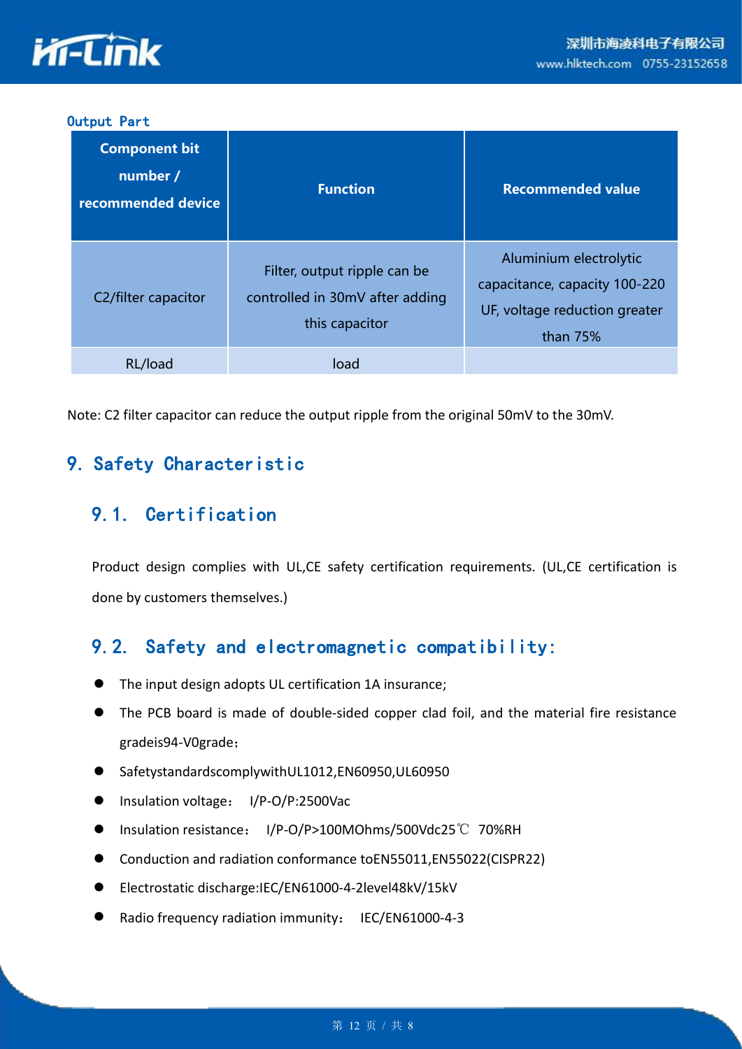Output Part

| Component bit number / recommended device | Function | Recommended value |
|---|---|---|
| C2/filter capacitor | Filter, output ripple can be controlled in 30mV after adding this capacitor | Aluminium electrolytic capacitance, capacity 100-220 UF, voltage reduction greater than 75% |
| RL/load | load | |

Note: C2 filter capacitor can reduce the output ripple from the original 50mV to the 30mV.

# 9. Safety Characteristic

## 9.1. Certification

Product design complies with UL,CE safety certification requirements. (UL,CE certification is done by customers themselves.)

## 9.2. Safety and electromagnetic compatibility:

- The input design adopts UL certification 1A insurance;
- The PCB board is made of double-sided copper clad foil, and the material fire resistance gradeis94-V0grade；
- SafetystandardscomplywithUL1012,EN60950,UL60950
- Insulation voltage： I/P-O/P:2500Vac
- Insulation resistance： I/P-O/P>100MOhms/500Vdc25℃ 70%RH
- Conduction and radiation conformance toEN55011,EN55022(CISPR22)
- Electrostatic discharge:IEC/EN61000-4-2level48kV/15kV
- Radio frequency radiation immunity： IEC/EN61000-4-3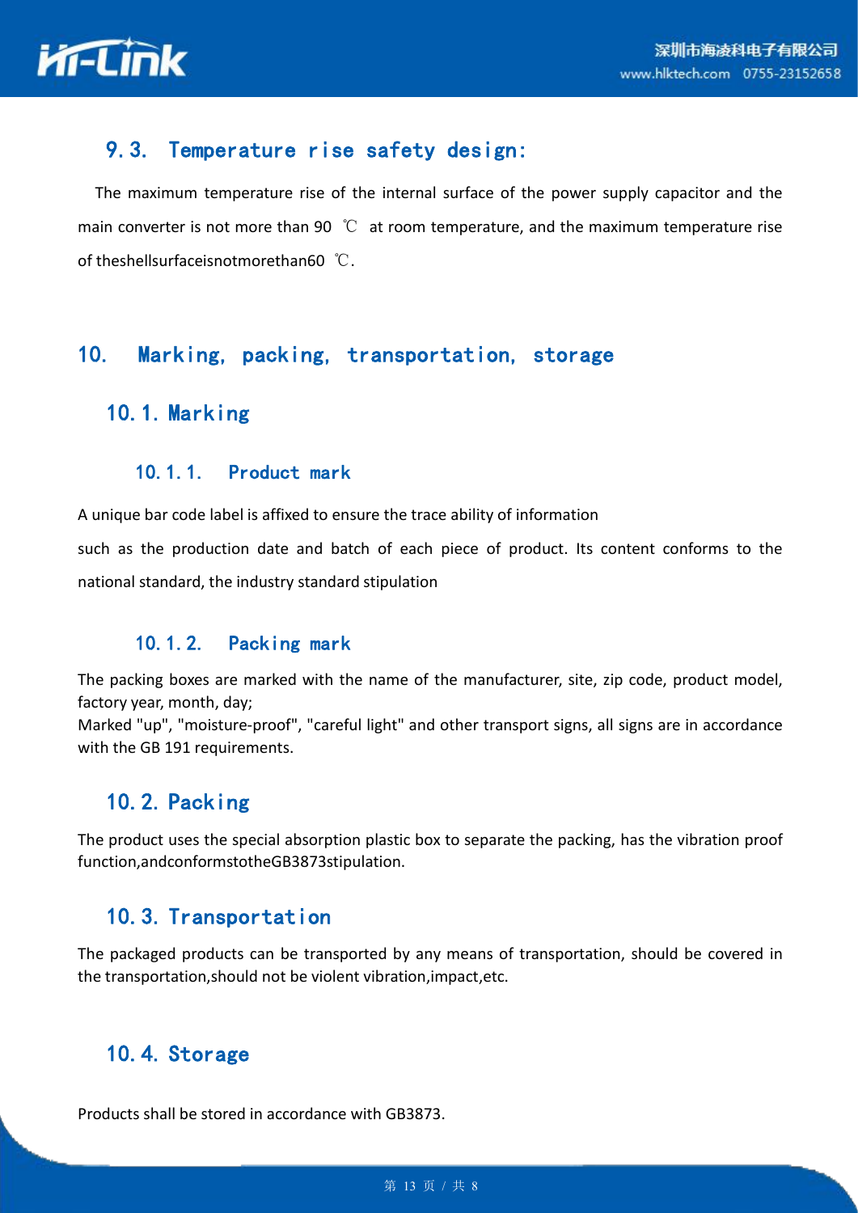### 9.3. Temperature rise safety design:

The maximum temperature rise of the internal surface of the power supply capacitor and the main converter is not more than 90 ℃ at room temperature, and the maximum temperature rise of theshellsurfaceisnotmorethan60 ℃.

## 10. Marking, packing, transportation, storage

### 10.1. Marking

#### 10.1.1. Product mark

A unique bar code label is affixed to ensure the trace ability of information

such as the production date and batch of each piece of product. Its content conforms to the national standard, the industry standard stipulation

#### 10.1.2. Packing mark

The packing boxes are marked with the name of the manufacturer, site, zip code, product model, factory year, month, day;
Marked "up", "moisture-proof", "careful light" and other transport signs, all signs are in accordance with the GB 191 requirements.

### 10.2. Packing

The product uses the special absorption plastic box to separate the packing, has the vibration proof function,andconformstotheGB3873stipulation.

### 10.3. Transportation

The packaged products can be transported by any means of transportation, should be covered in the transportation,should not be violent vibration,impact,etc.

### 10.4. Storage

Products shall be stored in accordance with GB3873.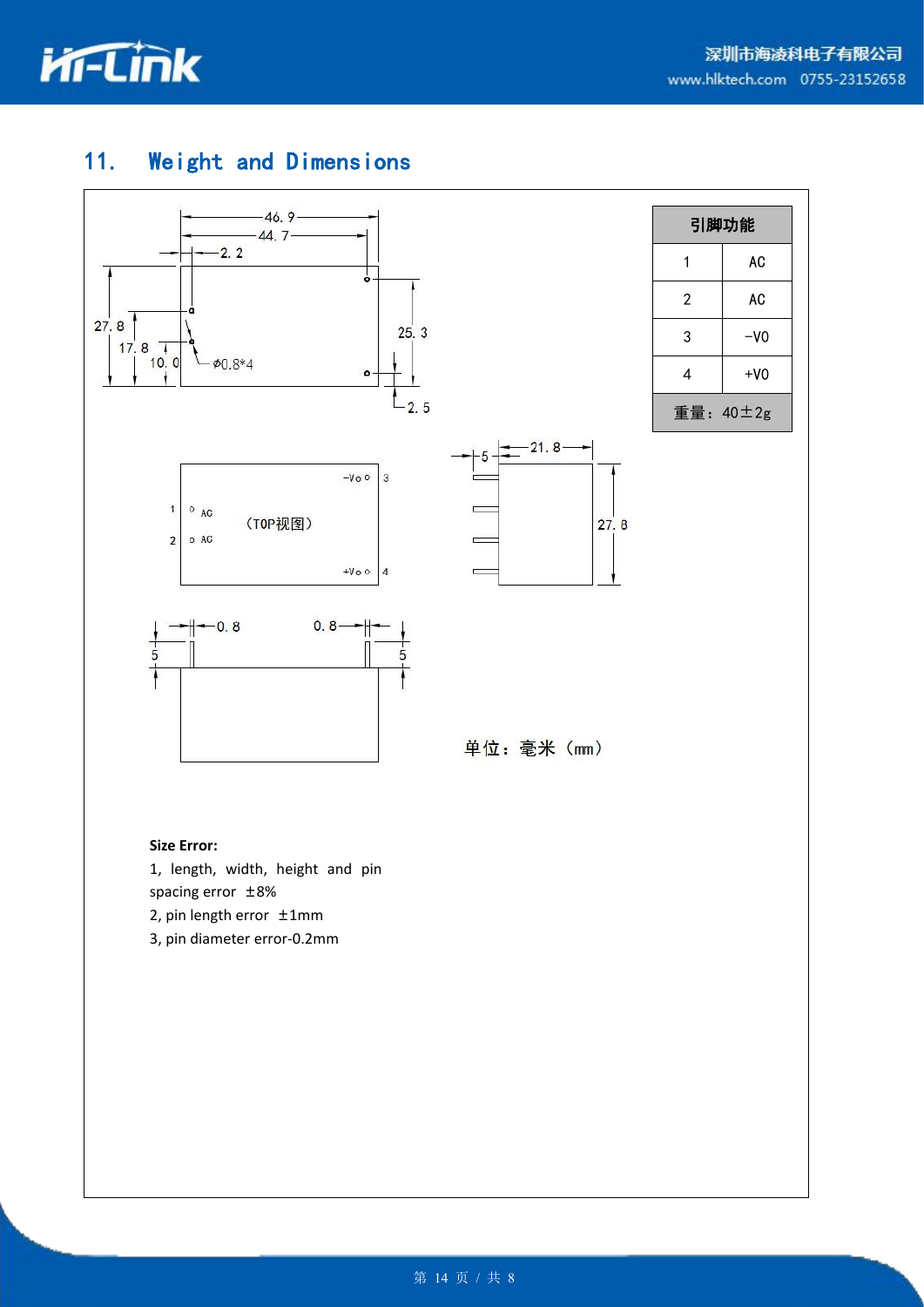## 11. Weight and Dimensions

46.9
44.7
2.2
27.8
17.8
10.0
φ0.8*4
25.3
2.5

-Vo 3
1 AC
（TOP视图）
2 AC
+Vo 4

5
21.8
27.8

0.8
0.8
5
5

| 引脚功能 | |
|---|---|
| 1 | AC |
| 2 | AC |
| 3 | -VO |
| 4 | +VO |
| 重量：40±2g | |

单位：毫米（mm）

**Size Error:**

1, length, width, height and pin spacing error ±8%

2, pin length error ±1mm

3, pin diameter error-0.2mm